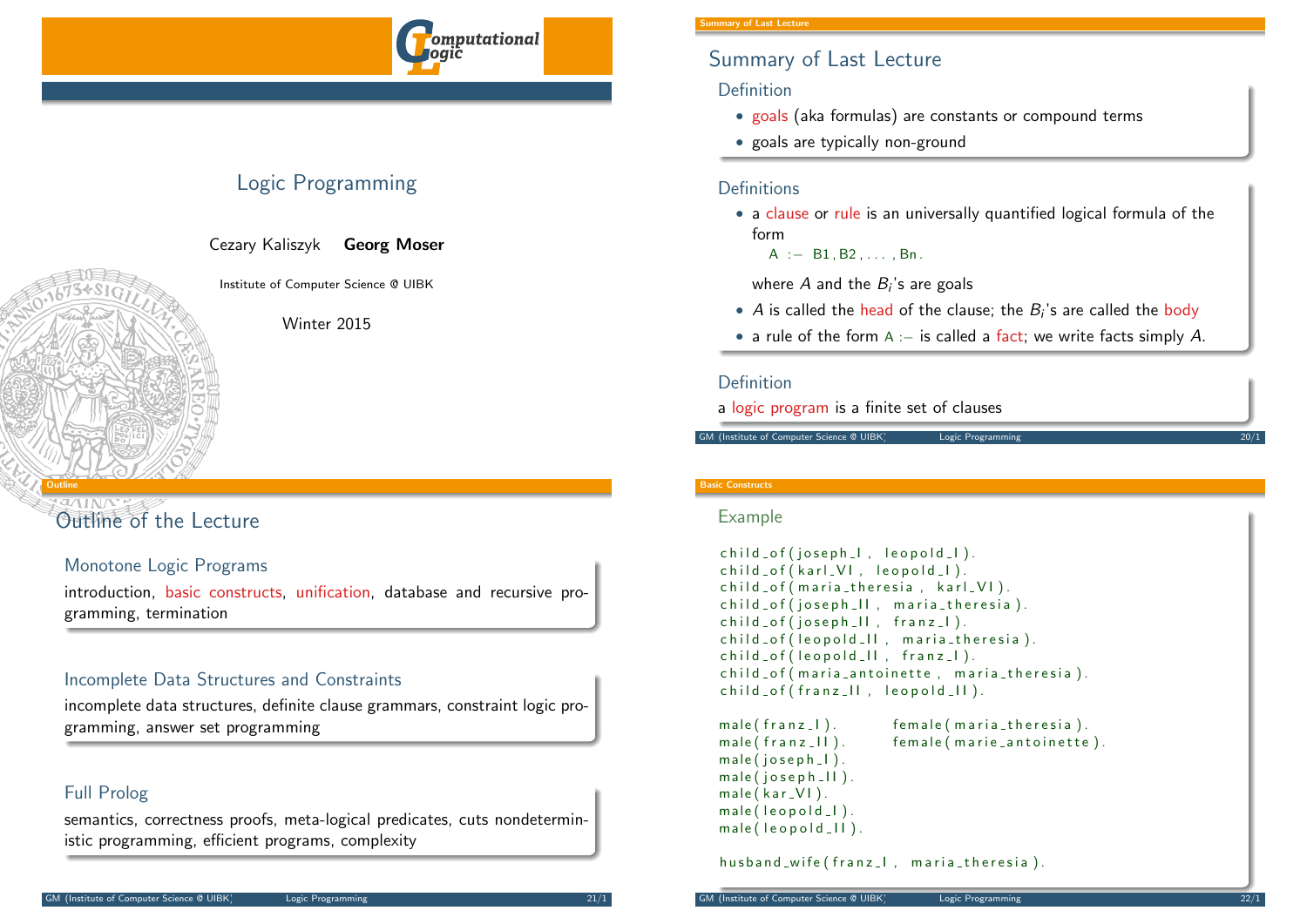# Logic Programming

Cezary Kaliszyk **Georg Moser**

Institute of Computer Science @ UIBK

Winter 2015

## Summary of Last Lecture

### Definition

- goals (aka formulas) are constants or compound terms
- goals are typically non-ground

### Definitions

- a clause or rule is an universally quantified logical formula of the form

  ```
  A :- B1, B2, ..., Bn.
  ```

  where $A$ and the $B_i$'s are goals

- $A$ is called the head of the clause; the $B_i$'s are called the body
- a rule of the form `A :-` is called a fact; we write facts simply $A$.

### Definition

a logic program is a finite set of clauses

## Outline of the Lecture

### Monotone Logic Programs

introduction, basic constructs, unification, database and recursive programming, termination

### Incomplete Data Structures and Constraints

incomplete data structures, definite clause grammars, constraint logic programming, answer set programming

### Full Prolog

semantics, correctness proofs, meta-logical predicates, cuts nondeterministic programming, efficient programs, complexity

## Basic Constructs

### Example

```
child_of(joseph_I, leopold_I).
child_of(karl_VI, leopold_I).
child_of(maria_theresia, karl_VI).
child_of(joseph_II, maria_theresia).
child_of(joseph_II, franz_I).
child_of(leopold_II, maria_theresia).
child_of(leopold_II, franz_I).
child_of(maria_antoinette, maria_theresia).
child_of(franz_II, leopold_II).

male(franz_I).          female(maria_theresia).
male(franz_II).         female(marie_antoinette).
male(joseph_I).
male(joseph_II).
male(kar_VI).
male(leopold_I).
male(leopold_II).

husband_wife(franz_I, maria_theresia).
```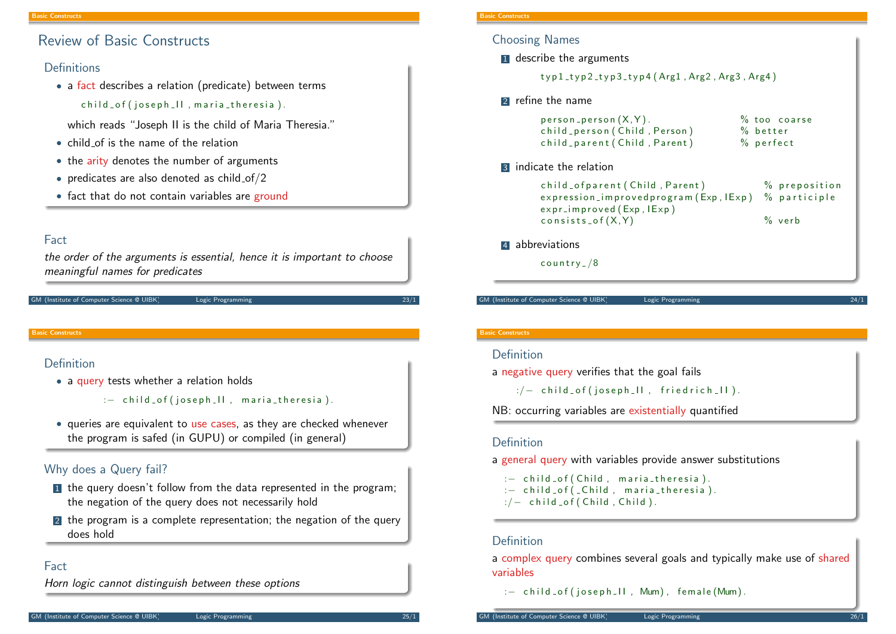## Review of Basic Constructs

### Definitions

- a fact describes a relation (predicate) between terms

```
child_of(joseph_II, maria_theresia).
```

  which reads "Joseph II is the child of Maria Theresia."
- child_of is the name of the relation
- the arity denotes the number of arguments
- predicates are also denoted as child_of/2
- fact that do not contain variables are ground

### Fact

*the order of the arguments is essential, hence it is important to choose meaningful names for predicates*

## Choosing Names

1. describe the arguments

```
typ1_typ2_typ3_typ4(Arg1, Arg2, Arg3, Arg4)
```

2. refine the name

```
person_person(X,Y).              % too coarse
child_person(Child, Person)      % better
child_parent(Child, Parent)      % perfect
```

3. indicate the relation

```
child_ofparent(Child, Parent)              % preposition
expression_improvedprogram(Exp, IExp)      % participle
expr_improved(Exp, IExp)
consists_of(X,Y)                           % verb
```

4. abbreviations

```
country_/8
```

### Definition

- a query tests whether a relation holds

```
:- child_of(joseph_II, maria_theresia).
```

- queries are equivalent to use cases, as they are checked whenever the program is safed (in GUPU) or compiled (in general)

### Why does a Query fail?

1. the query doesn't follow from the data represented in the program; the negation of the query does not necessarily hold
2. the program is a complete representation; the negation of the query does hold

### Fact

*Horn logic cannot distinguish between these options*

### Definition

a negative query verifies that the goal fails

```
:/- child_of(joseph_II, friedrich_II).
```

NB: occurring variables are existentially quantified

### Definition

a general query with variables provide answer substitutions

```
:- child_of(Child, maria_theresia).
:- child_of(_Child, maria_theresia).
:/- child_of(Child, Child).
```

### Definition

a complex query combines several goals and typically make use of shared variables

```
:- child_of(joseph_II, Mum), female(Mum).
```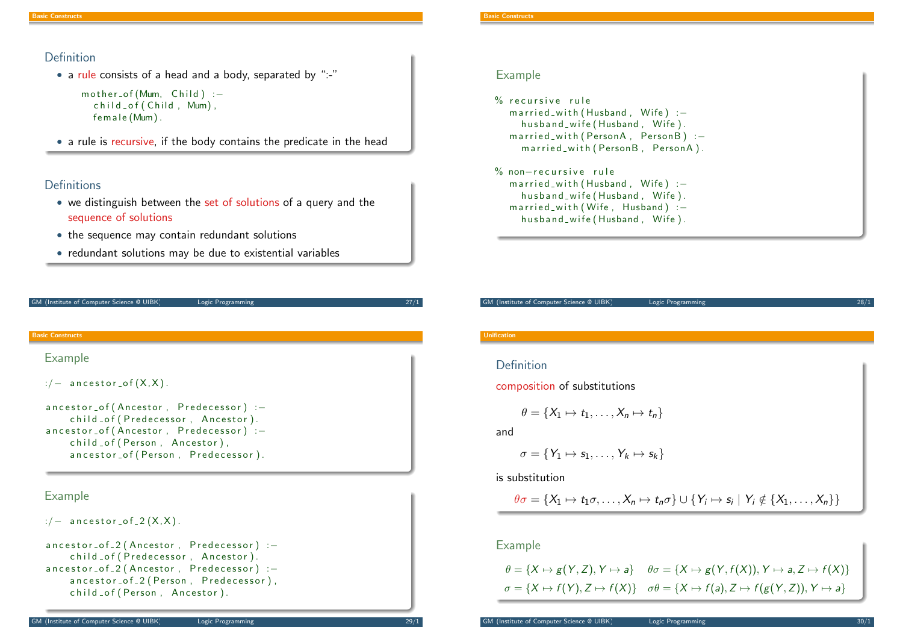### Definition

- a rule consists of a head and a body, separated by ":-"

```
mother_of(Mum, Child) :-
   child_of(Child, Mum),
   female(Mum).
```

- a rule is recursive, if the body contains the predicate in the head

### Definitions

- we distinguish between the set of solutions of a query and the sequence of solutions
- the sequence may contain redundant solutions
- redundant solutions may be due to existential variables

### Example

```
% recursive rule
  married_with(Husband, Wife) :-
    husband_wife(Husband, Wife).
  married_with(PersonA, PersonB) :-
    married_with(PersonB, PersonA).

% non-recursive rule
  married_with(Husband, Wife) :-
    husband_wife(Husband, Wife).
  married_with(Wife, Husband) :-
    husband_wife(Husband, Wife).
```

### Example

```
:/- ancestor_of(X,X).

ancestor_of(Ancestor, Predecessor) :-
    child_of(Predecessor, Ancestor).
ancestor_of(Ancestor, Predecessor) :-
    child_of(Person, Ancestor),
    ancestor_of(Person, Predecessor).
```

### Example

```
:/- ancestor_of_2(X,X).

ancestor_of_2(Ancestor, Predecessor) :-
    child_of(Predecessor, Ancestor).
ancestor_of_2(Ancestor, Predecessor) :-
    ancestor_of_2(Person, Predecessor),
    child_of(Person, Ancestor).
```

### Definition

composition of substitutions

$$\theta = \{X_1 \mapsto t_1, \ldots, X_n \mapsto t_n\}$$

and

$$\sigma = \{Y_1 \mapsto s_1, \ldots, Y_k \mapsto s_k\}$$

is substitution

$$\theta\sigma = \{X_1 \mapsto t_1\sigma, \ldots, X_n \mapsto t_n\sigma\} \cup \{Y_i \mapsto s_i \mid Y_i \notin \{X_1, \ldots, X_n\}\}$$

### Example

$\theta = \{X \mapsto g(Y, Z), Y \mapsto a\}$ $\quad \theta\sigma = \{X \mapsto g(Y, f(X)), Y \mapsto a, Z \mapsto f(X)\}$

$\sigma = \{X \mapsto f(Y), Z \mapsto f(X)\}$ $\quad \sigma\theta = \{X \mapsto f(a), Z \mapsto f(g(Y, Z)), Y \mapsto a\}$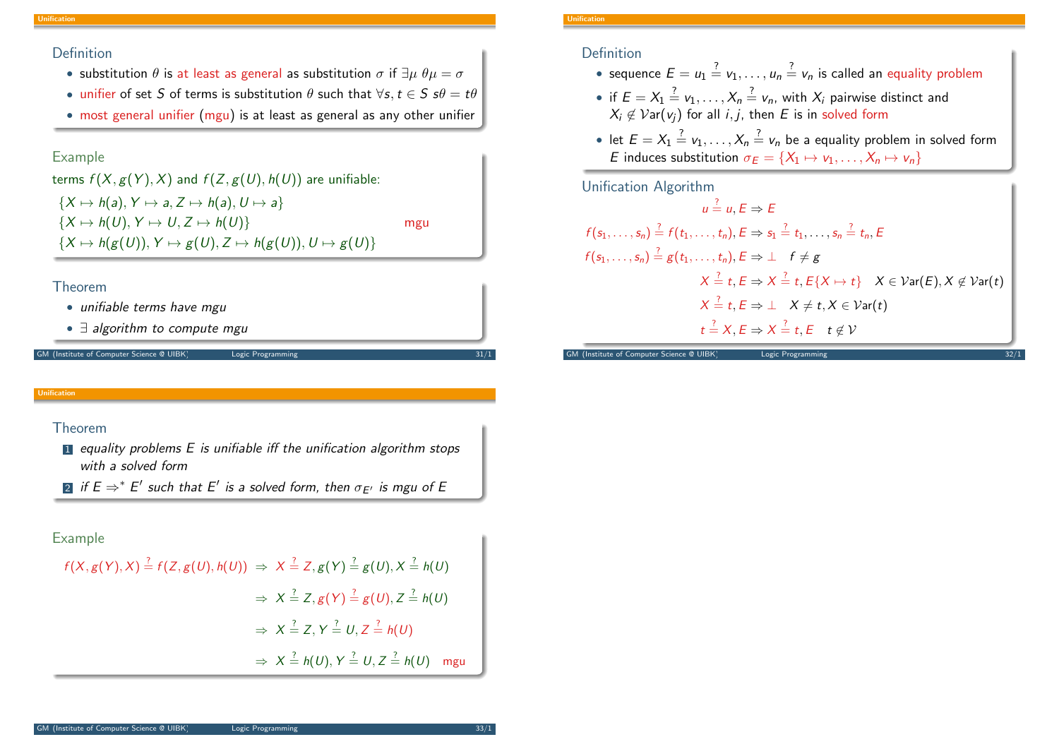## Definition

- substitution $\theta$ is at least as general as substitution $\sigma$ if $\exists \mu \; \theta\mu = \sigma$
- unifier of set $S$ of terms is substitution $\theta$ such that $\forall s, t \in S \; s\theta = t\theta$
- most general unifier (mgu) is at least as general as any other unifier

## Example

terms $f(X, g(Y), X)$ and $f(Z, g(U), h(U))$ are unifiable:

$\{X \mapsto h(a), Y \mapsto a, Z \mapsto h(a), U \mapsto a\}$

$\{X \mapsto h(U), Y \mapsto U, Z \mapsto h(U)\}$ mgu

$\{X \mapsto h(g(U)), Y \mapsto g(U), Z \mapsto h(g(U)), U \mapsto g(U)\}$

## Theorem

- *unifiable terms have mgu*
- *$\exists$ algorithm to compute mgu*

## Definition

- sequence $E = u_1 \overset{?}{=} v_1, \ldots, u_n \overset{?}{=} v_n$ is called an equality problem
- if $E = X_1 \overset{?}{=} v_1, \ldots, X_n \overset{?}{=} v_n$, with $X_i$ pairwise distinct and $X_i \notin \mathcal{V}\mathrm{ar}(v_j)$ for all $i, j$, then $E$ is in solved form
- let $E = X_1 \overset{?}{=} v_1, \ldots, X_n \overset{?}{=} v_n$ be a equality problem in solved form $E$ induces substitution $\sigma_E = \{X_1 \mapsto v_1, \ldots, X_n \mapsto v_n\}$

## Unification Algorithm

$$u \overset{?}{=} u, E \Rightarrow E$$

$$f(s_1, \ldots, s_n) \overset{?}{=} f(t_1, \ldots, t_n), E \Rightarrow s_1 \overset{?}{=} t_1, \ldots, s_n \overset{?}{=} t_n, E$$

$$f(s_1, \ldots, s_n) \overset{?}{=} g(t_1, \ldots, t_n), E \Rightarrow \bot \quad f \neq g$$

$$X \overset{?}{=} t, E \Rightarrow X \overset{?}{=} t, E\{X \mapsto t\} \quad X \in \mathcal{V}\mathrm{ar}(E), X \notin \mathcal{V}\mathrm{ar}(t)$$

$$X \overset{?}{=} t, E \Rightarrow \bot \quad X \neq t, X \in \mathcal{V}\mathrm{ar}(t)$$

$$t \overset{?}{=} X, E \Rightarrow X \overset{?}{=} t, E \quad t \notin \mathcal{V}$$

## Theorem

1. *equality problems $E$ is unifiable iff the unification algorithm stops with a solved form*
2. *if $E \Rightarrow^* E'$ such that $E'$ is a solved form, then $\sigma_{E'}$ is mgu of $E$*

## Example

$$f(X, g(Y), X) \overset{?}{=} f(Z, g(U), h(U)) \Rightarrow X \overset{?}{=} Z, g(Y) \overset{?}{=} g(U), X \overset{?}{=} h(U)$$

$$\Rightarrow X \overset{?}{=} Z, g(Y) \overset{?}{=} g(U), Z \overset{?}{=} h(U)$$

$$\Rightarrow X \overset{?}{=} Z, Y \overset{?}{=} U, Z \overset{?}{=} h(U)$$

$$\Rightarrow X \overset{?}{=} h(U), Y \overset{?}{=} U, Z \overset{?}{=} h(U) \quad \text{mgu}$$